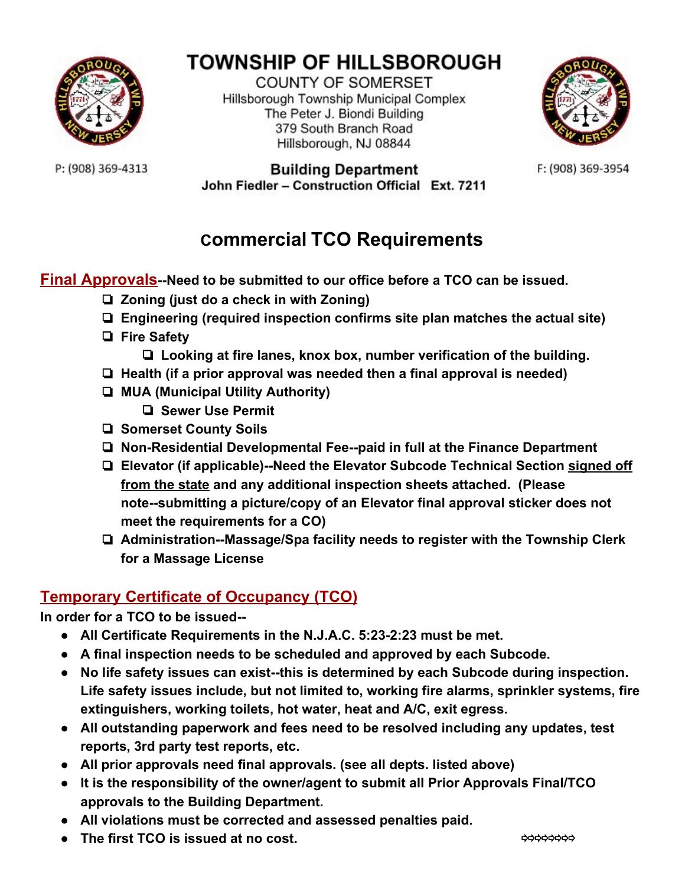# TOWNSHIP OF HILLSBOROUGH

COUNTY OF SOMERSET
Hillsborough Township Municipal Complex
The Peter J. Biondi Building
379 South Branch Road
Hillsborough, NJ 08844

P: (908) 369-4313

**Building Department**
**John Fiedler – Construction Official Ext. 7211**

F: (908) 369-3954

# commercial TCO Requirements

## Final Approvals--Need to be submitted to our office before a TCO can be issued.

- ❏ **Zoning (just do a check in with Zoning)**
- ❏ **Engineering (required inspection confirms site plan matches the actual site)**
- ❏ **Fire Safety**
  - ❏ **Looking at fire lanes, knox box, number verification of the building.**
- ❏ **Health (if a prior approval was needed then a final approval is needed)**
- ❏ **MUA (Municipal Utility Authority)**
  - ❏ **Sewer Use Permit**
- ❏ **Somerset County Soils**
- ❏ **Non-Residential Developmental Fee--paid in full at the Finance Department**
- ❏ **Elevator (if applicable)--Need the Elevator Subcode Technical Section signed off from the state and any additional inspection sheets attached. (Please note--submitting a picture/copy of an Elevator final approval sticker does not meet the requirements for a CO)**
- ❏ **Administration--Massage/Spa facility needs to register with the Township Clerk for a Massage License**

## Temporary Certificate of Occupancy (TCO)

**In order for a TCO to be issued--**

- **All Certificate Requirements in the N.J.A.C. 5:23-2:23 must be met.**
- **A final inspection needs to be scheduled and approved by each Subcode.**
- **No life safety issues can exist--this is determined by each Subcode during inspection. Life safety issues include, but not limited to, working fire alarms, sprinkler systems, fire extinguishers, working toilets, hot water, heat and A/C, exit egress.**
- **All outstanding paperwork and fees need to be resolved including any updates, test reports, 3rd party test reports, etc.**
- **All prior approvals need final approvals. (see all depts. listed above)**
- **It is the responsibility of the owner/agent to submit all Prior Approvals Final/TCO approvals to the Building Department.**
- **All violations must be corrected and assessed penalties paid.**
- **The first TCO is issued at no cost.**

⇨⇨⇨⇨⇨⇨⇨⇨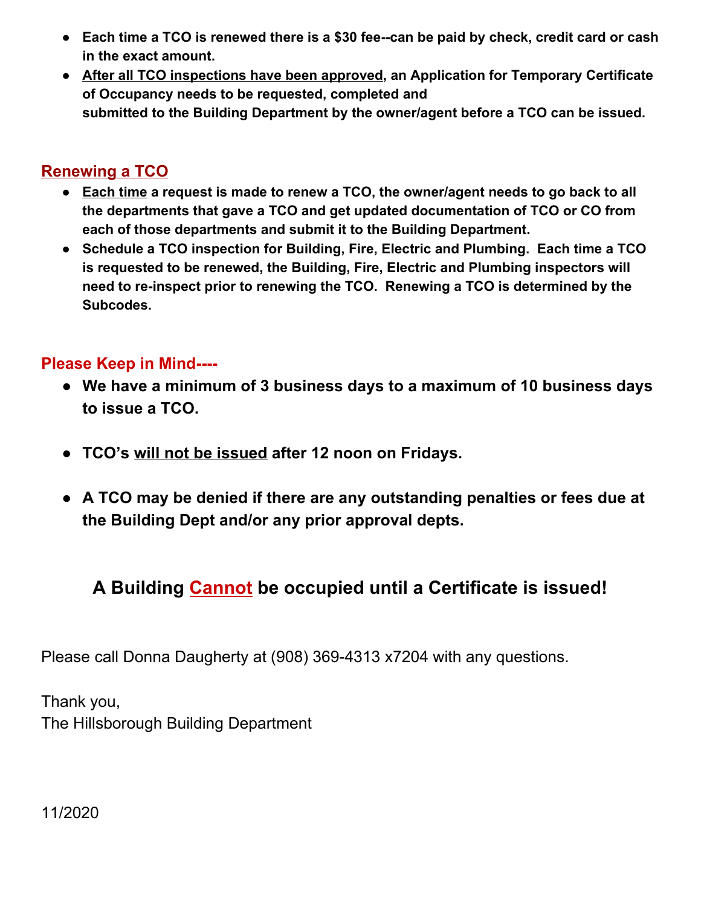- **Each time a TCO is renewed there is a $30 fee--can be paid by check, credit card or cash in the exact amount.**
- **After all TCO inspections have been approved, an Application for Temporary Certificate of Occupancy needs to be requested, completed and submitted to the Building Department by the owner/agent before a TCO can be issued.**

## Renewing a TCO

- **Each time a request is made to renew a TCO, the owner/agent needs to go back to all the departments that gave a TCO and get updated documentation of TCO or CO from each of those departments and submit it to the Building Department.**
- **Schedule a TCO inspection for Building, Fire, Electric and Plumbing. Each time a TCO is requested to be renewed, the Building, Fire, Electric and Plumbing inspectors will need to re-inspect prior to renewing the TCO. Renewing a TCO is determined by the Subcodes.**

## Please Keep in Mind----

- **We have a minimum of 3 business days to a maximum of 10 business days to issue a TCO.**
- **TCO's will not be issued after 12 noon on Fridays.**
- **A TCO may be denied if there are any outstanding penalties or fees due at the Building Dept and/or any prior approval depts.**

## A Building Cannot be occupied until a Certificate is issued!

Please call Donna Daugherty at (908) 369-4313 x7204 with any questions.

Thank you,
The Hillsborough Building Department

11/2020